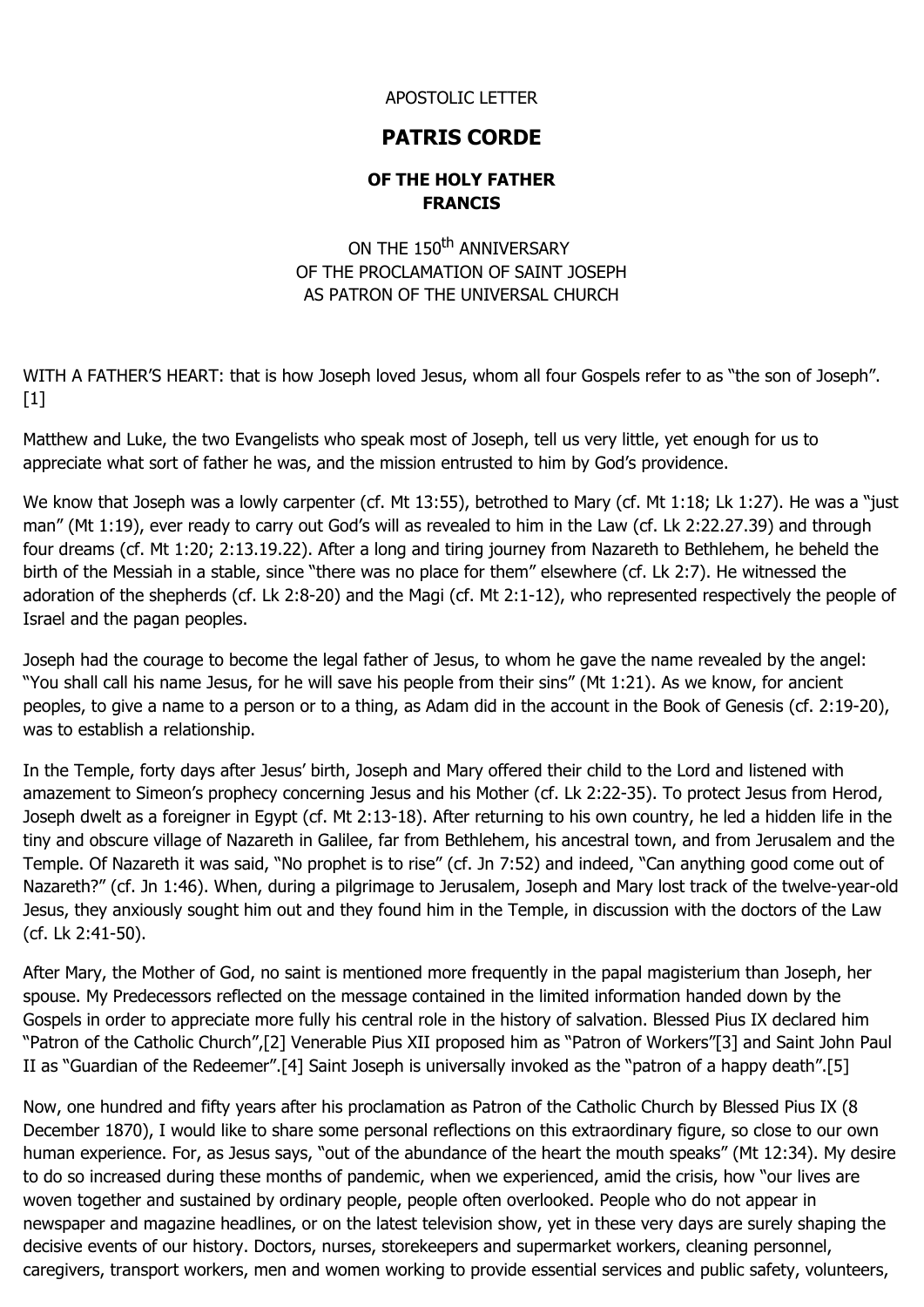APOSTOLIC LETTER

# PATRIS CORDE

### OF THE HOLY FATHER FRANCIS

ON THE 150th ANNIVERSARY
OF THE PROCLAMATION OF SAINT JOSEPH
AS PATRON OF THE UNIVERSAL CHURCH

WITH A FATHER'S HEART: that is how Joseph loved Jesus, whom all four Gospels refer to as "the son of Joseph".[1]

Matthew and Luke, the two Evangelists who speak most of Joseph, tell us very little, yet enough for us to appreciate what sort of father he was, and the mission entrusted to him by God's providence.

We know that Joseph was a lowly carpenter (cf. Mt 13:55), betrothed to Mary (cf. Mt 1:18; Lk 1:27). He was a "just man" (Mt 1:19), ever ready to carry out God's will as revealed to him in the Law (cf. Lk 2:22.27.39) and through four dreams (cf. Mt 1:20; 2:13.19.22). After a long and tiring journey from Nazareth to Bethlehem, he beheld the birth of the Messiah in a stable, since "there was no place for them" elsewhere (cf. Lk 2:7). He witnessed the adoration of the shepherds (cf. Lk 2:8-20) and the Magi (cf. Mt 2:1-12), who represented respectively the people of Israel and the pagan peoples.

Joseph had the courage to become the legal father of Jesus, to whom he gave the name revealed by the angel: "You shall call his name Jesus, for he will save his people from their sins" (Mt 1:21). As we know, for ancient peoples, to give a name to a person or to a thing, as Adam did in the account in the Book of Genesis (cf. 2:19-20), was to establish a relationship.

In the Temple, forty days after Jesus' birth, Joseph and Mary offered their child to the Lord and listened with amazement to Simeon's prophecy concerning Jesus and his Mother (cf. Lk 2:22-35). To protect Jesus from Herod, Joseph dwelt as a foreigner in Egypt (cf. Mt 2:13-18). After returning to his own country, he led a hidden life in the tiny and obscure village of Nazareth in Galilee, far from Bethlehem, his ancestral town, and from Jerusalem and the Temple. Of Nazareth it was said, "No prophet is to rise" (cf. Jn 7:52) and indeed, "Can anything good come out of Nazareth?" (cf. Jn 1:46). When, during a pilgrimage to Jerusalem, Joseph and Mary lost track of the twelve-year-old Jesus, they anxiously sought him out and they found him in the Temple, in discussion with the doctors of the Law (cf. Lk 2:41-50).

After Mary, the Mother of God, no saint is mentioned more frequently in the papal magisterium than Joseph, her spouse. My Predecessors reflected on the message contained in the limited information handed down by the Gospels in order to appreciate more fully his central role in the history of salvation. Blessed Pius IX declared him "Patron of the Catholic Church",[2] Venerable Pius XII proposed him as "Patron of Workers"[3] and Saint John Paul II as "Guardian of the Redeemer".[4] Saint Joseph is universally invoked as the "patron of a happy death".[5]

Now, one hundred and fifty years after his proclamation as Patron of the Catholic Church by Blessed Pius IX (8 December 1870), I would like to share some personal reflections on this extraordinary figure, so close to our own human experience. For, as Jesus says, "out of the abundance of the heart the mouth speaks" (Mt 12:34). My desire to do so increased during these months of pandemic, when we experienced, amid the crisis, how "our lives are woven together and sustained by ordinary people, people often overlooked. People who do not appear in newspaper and magazine headlines, or on the latest television show, yet in these very days are surely shaping the decisive events of our history. Doctors, nurses, storekeepers and supermarket workers, cleaning personnel, caregivers, transport workers, men and women working to provide essential services and public safety, volunteers,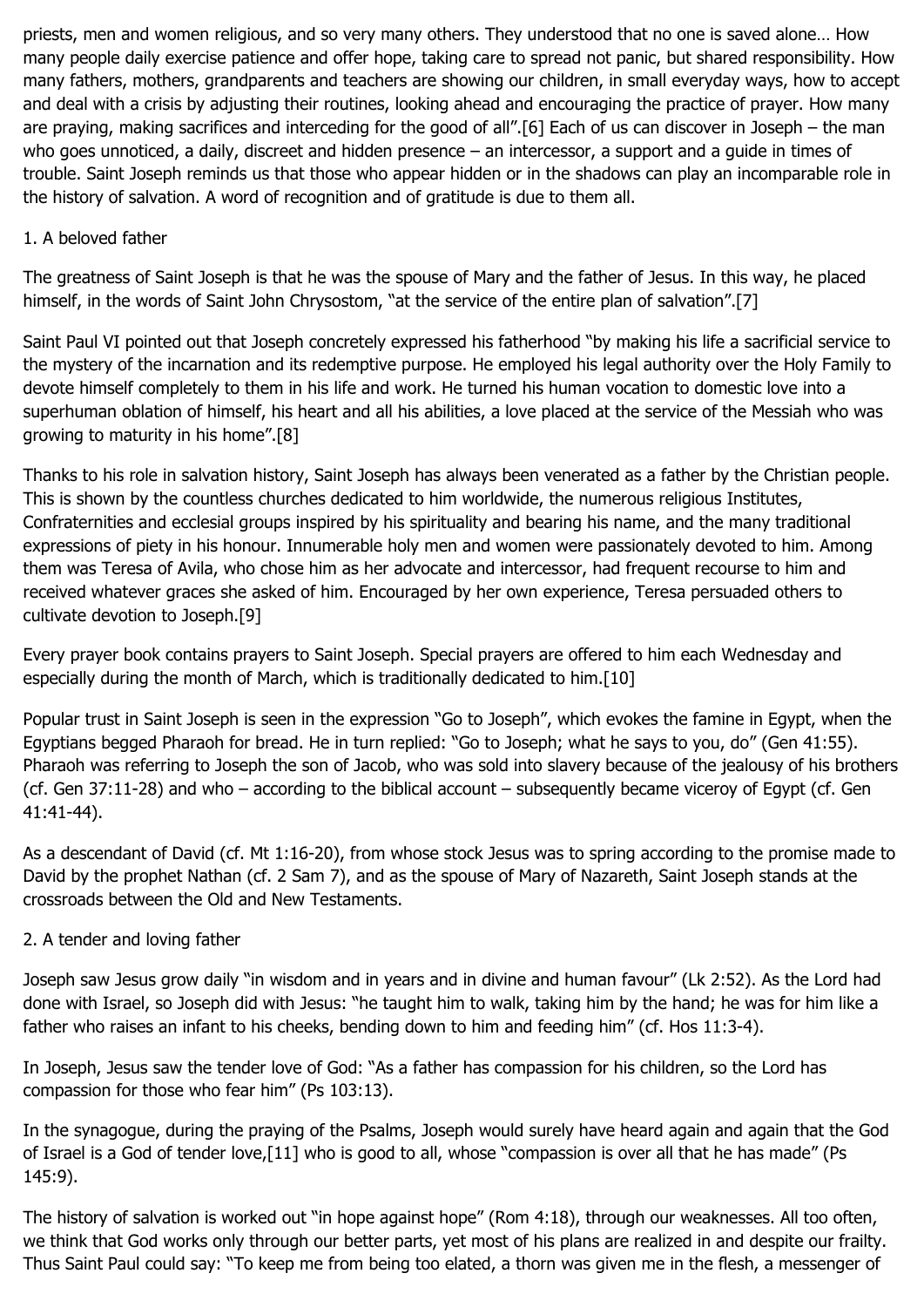priests, men and women religious, and so very many others. They understood that no one is saved alone… How many people daily exercise patience and offer hope, taking care to spread not panic, but shared responsibility. How many fathers, mothers, grandparents and teachers are showing our children, in small everyday ways, how to accept and deal with a crisis by adjusting their routines, looking ahead and encouraging the practice of prayer. How many are praying, making sacrifices and interceding for the good of all".[6] Each of us can discover in Joseph – the man who goes unnoticed, a daily, discreet and hidden presence – an intercessor, a support and a guide in times of trouble. Saint Joseph reminds us that those who appear hidden or in the shadows can play an incomparable role in the history of salvation. A word of recognition and of gratitude is due to them all.

## 1. A beloved father

The greatness of Saint Joseph is that he was the spouse of Mary and the father of Jesus. In this way, he placed himself, in the words of Saint John Chrysostom, "at the service of the entire plan of salvation".[7]

Saint Paul VI pointed out that Joseph concretely expressed his fatherhood "by making his life a sacrificial service to the mystery of the incarnation and its redemptive purpose. He employed his legal authority over the Holy Family to devote himself completely to them in his life and work. He turned his human vocation to domestic love into a superhuman oblation of himself, his heart and all his abilities, a love placed at the service of the Messiah who was growing to maturity in his home".[8]

Thanks to his role in salvation history, Saint Joseph has always been venerated as a father by the Christian people. This is shown by the countless churches dedicated to him worldwide, the numerous religious Institutes, Confraternities and ecclesial groups inspired by his spirituality and bearing his name, and the many traditional expressions of piety in his honour. Innumerable holy men and women were passionately devoted to him. Among them was Teresa of Avila, who chose him as her advocate and intercessor, had frequent recourse to him and received whatever graces she asked of him. Encouraged by her own experience, Teresa persuaded others to cultivate devotion to Joseph.[9]

Every prayer book contains prayers to Saint Joseph. Special prayers are offered to him each Wednesday and especially during the month of March, which is traditionally dedicated to him.[10]

Popular trust in Saint Joseph is seen in the expression "Go to Joseph", which evokes the famine in Egypt, when the Egyptians begged Pharaoh for bread. He in turn replied: "Go to Joseph; what he says to you, do" (Gen 41:55). Pharaoh was referring to Joseph the son of Jacob, who was sold into slavery because of the jealousy of his brothers (cf. Gen 37:11-28) and who – according to the biblical account – subsequently became viceroy of Egypt (cf. Gen 41:41-44).

As a descendant of David (cf. Mt 1:16-20), from whose stock Jesus was to spring according to the promise made to David by the prophet Nathan (cf. 2 Sam 7), and as the spouse of Mary of Nazareth, Saint Joseph stands at the crossroads between the Old and New Testaments.

## 2. A tender and loving father

Joseph saw Jesus grow daily "in wisdom and in years and in divine and human favour" (Lk 2:52). As the Lord had done with Israel, so Joseph did with Jesus: "he taught him to walk, taking him by the hand; he was for him like a father who raises an infant to his cheeks, bending down to him and feeding him" (cf. Hos 11:3-4).

In Joseph, Jesus saw the tender love of God: "As a father has compassion for his children, so the Lord has compassion for those who fear him" (Ps 103:13).

In the synagogue, during the praying of the Psalms, Joseph would surely have heard again and again that the God of Israel is a God of tender love,[11] who is good to all, whose "compassion is over all that he has made" (Ps 145:9).

The history of salvation is worked out "in hope against hope" (Rom 4:18), through our weaknesses. All too often, we think that God works only through our better parts, yet most of his plans are realized in and despite our frailty. Thus Saint Paul could say: "To keep me from being too elated, a thorn was given me in the flesh, a messenger of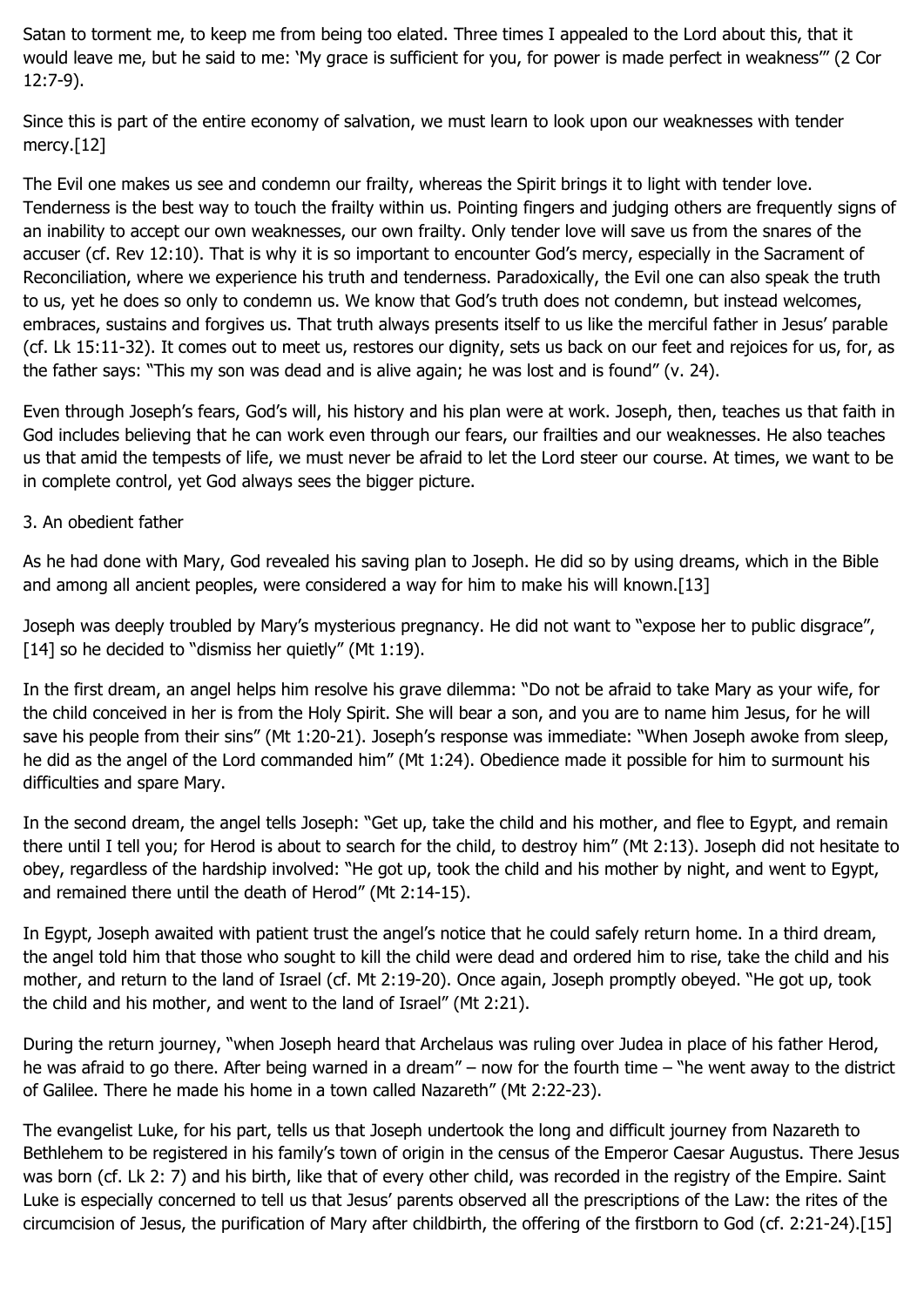Satan to torment me, to keep me from being too elated. Three times I appealed to the Lord about this, that it would leave me, but he said to me: 'My grace is sufficient for you, for power is made perfect in weakness'" (2 Cor 12:7-9).

Since this is part of the entire economy of salvation, we must learn to look upon our weaknesses with tender mercy.[12]

The Evil one makes us see and condemn our frailty, whereas the Spirit brings it to light with tender love. Tenderness is the best way to touch the frailty within us. Pointing fingers and judging others are frequently signs of an inability to accept our own weaknesses, our own frailty. Only tender love will save us from the snares of the accuser (cf. Rev 12:10). That is why it is so important to encounter God's mercy, especially in the Sacrament of Reconciliation, where we experience his truth and tenderness. Paradoxically, the Evil one can also speak the truth to us, yet he does so only to condemn us. We know that God's truth does not condemn, but instead welcomes, embraces, sustains and forgives us. That truth always presents itself to us like the merciful father in Jesus' parable (cf. Lk 15:11-32). It comes out to meet us, restores our dignity, sets us back on our feet and rejoices for us, for, as the father says: "This my son was dead and is alive again; he was lost and is found" (v. 24).

Even through Joseph's fears, God's will, his history and his plan were at work. Joseph, then, teaches us that faith in God includes believing that he can work even through our fears, our frailties and our weaknesses. He also teaches us that amid the tempests of life, we must never be afraid to let the Lord steer our course. At times, we want to be in complete control, yet God always sees the bigger picture.

3. An obedient father

As he had done with Mary, God revealed his saving plan to Joseph. He did so by using dreams, which in the Bible and among all ancient peoples, were considered a way for him to make his will known.[13]

Joseph was deeply troubled by Mary's mysterious pregnancy. He did not want to "expose her to public disgrace",[14] so he decided to "dismiss her quietly" (Mt 1:19).

In the first dream, an angel helps him resolve his grave dilemma: "Do not be afraid to take Mary as your wife, for the child conceived in her is from the Holy Spirit. She will bear a son, and you are to name him Jesus, for he will save his people from their sins" (Mt 1:20-21). Joseph's response was immediate: "When Joseph awoke from sleep, he did as the angel of the Lord commanded him" (Mt 1:24). Obedience made it possible for him to surmount his difficulties and spare Mary.

In the second dream, the angel tells Joseph: "Get up, take the child and his mother, and flee to Egypt, and remain there until I tell you; for Herod is about to search for the child, to destroy him" (Mt 2:13). Joseph did not hesitate to obey, regardless of the hardship involved: "He got up, took the child and his mother by night, and went to Egypt, and remained there until the death of Herod" (Mt 2:14-15).

In Egypt, Joseph awaited with patient trust the angel's notice that he could safely return home. In a third dream, the angel told him that those who sought to kill the child were dead and ordered him to rise, take the child and his mother, and return to the land of Israel (cf. Mt 2:19-20). Once again, Joseph promptly obeyed. "He got up, took the child and his mother, and went to the land of Israel" (Mt 2:21).

During the return journey, "when Joseph heard that Archelaus was ruling over Judea in place of his father Herod, he was afraid to go there. After being warned in a dream" – now for the fourth time – "he went away to the district of Galilee. There he made his home in a town called Nazareth" (Mt 2:22-23).

The evangelist Luke, for his part, tells us that Joseph undertook the long and difficult journey from Nazareth to Bethlehem to be registered in his family's town of origin in the census of the Emperor Caesar Augustus. There Jesus was born (cf. Lk 2: 7) and his birth, like that of every other child, was recorded in the registry of the Empire. Saint Luke is especially concerned to tell us that Jesus' parents observed all the prescriptions of the Law: the rites of the circumcision of Jesus, the purification of Mary after childbirth, the offering of the firstborn to God (cf. 2:21-24).[15]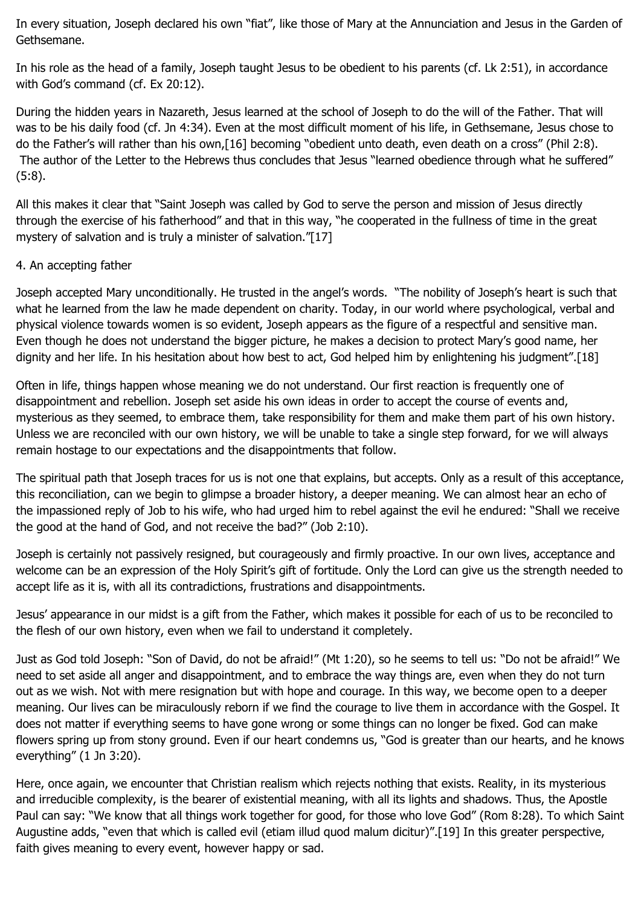In every situation, Joseph declared his own "fiat", like those of Mary at the Annunciation and Jesus in the Garden of Gethsemane.

In his role as the head of a family, Joseph taught Jesus to be obedient to his parents (cf. Lk 2:51), in accordance with God's command (cf. Ex 20:12).

During the hidden years in Nazareth, Jesus learned at the school of Joseph to do the will of the Father. That will was to be his daily food (cf. Jn 4:34). Even at the most difficult moment of his life, in Gethsemane, Jesus chose to do the Father's will rather than his own,[16] becoming "obedient unto death, even death on a cross" (Phil 2:8). The author of the Letter to the Hebrews thus concludes that Jesus "learned obedience through what he suffered" (5:8).

All this makes it clear that "Saint Joseph was called by God to serve the person and mission of Jesus directly through the exercise of his fatherhood" and that in this way, "he cooperated in the fullness of time in the great mystery of salvation and is truly a minister of salvation."[17]

## 4. An accepting father

Joseph accepted Mary unconditionally. He trusted in the angel's words. "The nobility of Joseph's heart is such that what he learned from the law he made dependent on charity. Today, in our world where psychological, verbal and physical violence towards women is so evident, Joseph appears as the figure of a respectful and sensitive man. Even though he does not understand the bigger picture, he makes a decision to protect Mary's good name, her dignity and her life. In his hesitation about how best to act, God helped him by enlightening his judgment".[18]

Often in life, things happen whose meaning we do not understand. Our first reaction is frequently one of disappointment and rebellion. Joseph set aside his own ideas in order to accept the course of events and, mysterious as they seemed, to embrace them, take responsibility for them and make them part of his own history. Unless we are reconciled with our own history, we will be unable to take a single step forward, for we will always remain hostage to our expectations and the disappointments that follow.

The spiritual path that Joseph traces for us is not one that explains, but accepts. Only as a result of this acceptance, this reconciliation, can we begin to glimpse a broader history, a deeper meaning. We can almost hear an echo of the impassioned reply of Job to his wife, who had urged him to rebel against the evil he endured: "Shall we receive the good at the hand of God, and not receive the bad?" (Job 2:10).

Joseph is certainly not passively resigned, but courageously and firmly proactive. In our own lives, acceptance and welcome can be an expression of the Holy Spirit's gift of fortitude. Only the Lord can give us the strength needed to accept life as it is, with all its contradictions, frustrations and disappointments.

Jesus' appearance in our midst is a gift from the Father, which makes it possible for each of us to be reconciled to the flesh of our own history, even when we fail to understand it completely.

Just as God told Joseph: "Son of David, do not be afraid!" (Mt 1:20), so he seems to tell us: "Do not be afraid!" We need to set aside all anger and disappointment, and to embrace the way things are, even when they do not turn out as we wish. Not with mere resignation but with hope and courage. In this way, we become open to a deeper meaning. Our lives can be miraculously reborn if we find the courage to live them in accordance with the Gospel. It does not matter if everything seems to have gone wrong or some things can no longer be fixed. God can make flowers spring up from stony ground. Even if our heart condemns us, "God is greater than our hearts, and he knows everything" (1 Jn 3:20).

Here, once again, we encounter that Christian realism which rejects nothing that exists. Reality, in its mysterious and irreducible complexity, is the bearer of existential meaning, with all its lights and shadows. Thus, the Apostle Paul can say: "We know that all things work together for good, for those who love God" (Rom 8:28). To which Saint Augustine adds, "even that which is called evil (etiam illud quod malum dicitur)".[19] In this greater perspective, faith gives meaning to every event, however happy or sad.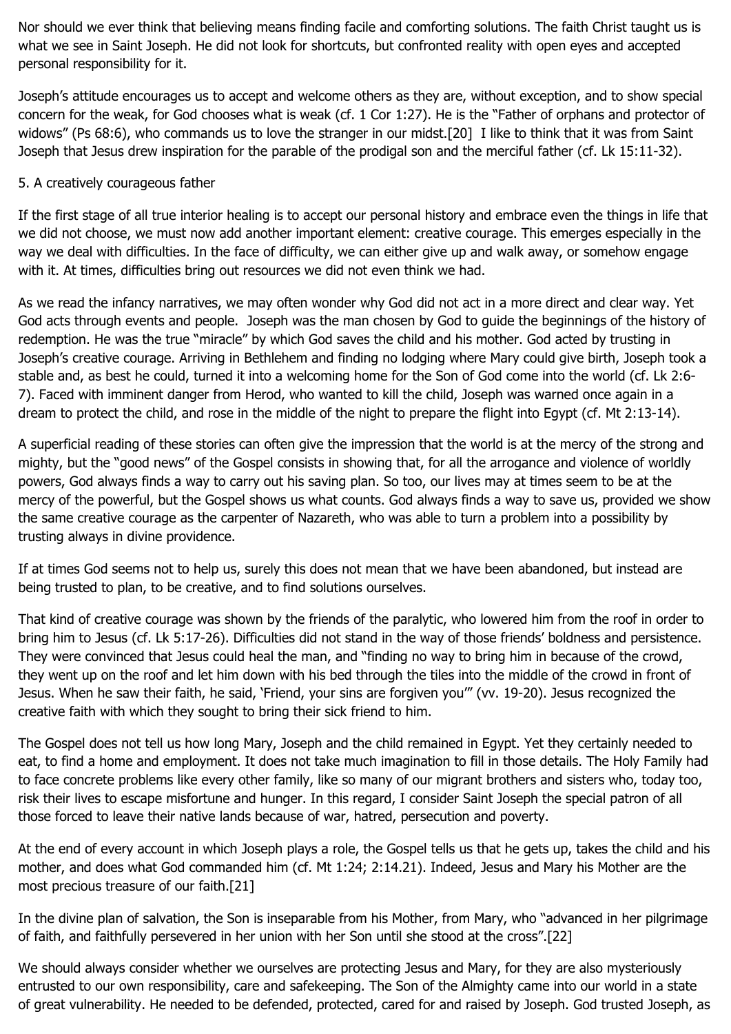Nor should we ever think that believing means finding facile and comforting solutions. The faith Christ taught us is what we see in Saint Joseph. He did not look for shortcuts, but confronted reality with open eyes and accepted personal responsibility for it.

Joseph's attitude encourages us to accept and welcome others as they are, without exception, and to show special concern for the weak, for God chooses what is weak (cf. 1 Cor 1:27). He is the "Father of orphans and protector of widows" (Ps 68:6), who commands us to love the stranger in our midst.[20] I like to think that it was from Saint Joseph that Jesus drew inspiration for the parable of the prodigal son and the merciful father (cf. Lk 15:11-32).

## 5. A creatively courageous father

If the first stage of all true interior healing is to accept our personal history and embrace even the things in life that we did not choose, we must now add another important element: creative courage. This emerges especially in the way we deal with difficulties. In the face of difficulty, we can either give up and walk away, or somehow engage with it. At times, difficulties bring out resources we did not even think we had.

As we read the infancy narratives, we may often wonder why God did not act in a more direct and clear way. Yet God acts through events and people. Joseph was the man chosen by God to guide the beginnings of the history of redemption. He was the true "miracle" by which God saves the child and his mother. God acted by trusting in Joseph's creative courage. Arriving in Bethlehem and finding no lodging where Mary could give birth, Joseph took a stable and, as best he could, turned it into a welcoming home for the Son of God come into the world (cf. Lk 2:6-7). Faced with imminent danger from Herod, who wanted to kill the child, Joseph was warned once again in a dream to protect the child, and rose in the middle of the night to prepare the flight into Egypt (cf. Mt 2:13-14).

A superficial reading of these stories can often give the impression that the world is at the mercy of the strong and mighty, but the "good news" of the Gospel consists in showing that, for all the arrogance and violence of worldly powers, God always finds a way to carry out his saving plan. So too, our lives may at times seem to be at the mercy of the powerful, but the Gospel shows us what counts. God always finds a way to save us, provided we show the same creative courage as the carpenter of Nazareth, who was able to turn a problem into a possibility by trusting always in divine providence.

If at times God seems not to help us, surely this does not mean that we have been abandoned, but instead are being trusted to plan, to be creative, and to find solutions ourselves.

That kind of creative courage was shown by the friends of the paralytic, who lowered him from the roof in order to bring him to Jesus (cf. Lk 5:17-26). Difficulties did not stand in the way of those friends' boldness and persistence. They were convinced that Jesus could heal the man, and "finding no way to bring him in because of the crowd, they went up on the roof and let him down with his bed through the tiles into the middle of the crowd in front of Jesus. When he saw their faith, he said, 'Friend, your sins are forgiven you'" (vv. 19-20). Jesus recognized the creative faith with which they sought to bring their sick friend to him.

The Gospel does not tell us how long Mary, Joseph and the child remained in Egypt. Yet they certainly needed to eat, to find a home and employment. It does not take much imagination to fill in those details. The Holy Family had to face concrete problems like every other family, like so many of our migrant brothers and sisters who, today too, risk their lives to escape misfortune and hunger. In this regard, I consider Saint Joseph the special patron of all those forced to leave their native lands because of war, hatred, persecution and poverty.

At the end of every account in which Joseph plays a role, the Gospel tells us that he gets up, takes the child and his mother, and does what God commanded him (cf. Mt 1:24; 2:14.21). Indeed, Jesus and Mary his Mother are the most precious treasure of our faith.[21]

In the divine plan of salvation, the Son is inseparable from his Mother, from Mary, who "advanced in her pilgrimage of faith, and faithfully persevered in her union with her Son until she stood at the cross".[22]

We should always consider whether we ourselves are protecting Jesus and Mary, for they are also mysteriously entrusted to our own responsibility, care and safekeeping. The Son of the Almighty came into our world in a state of great vulnerability. He needed to be defended, protected, cared for and raised by Joseph. God trusted Joseph, as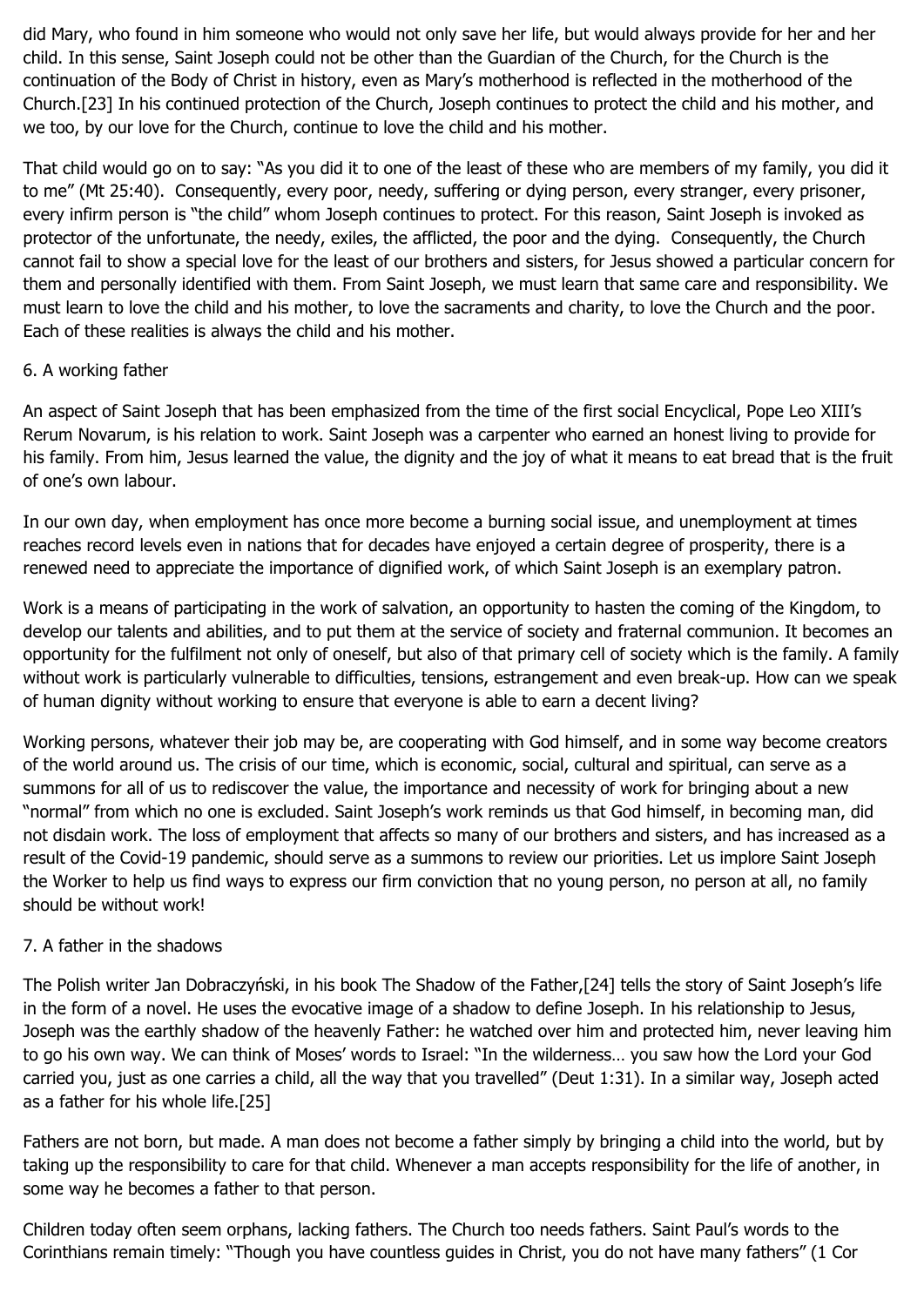did Mary, who found in him someone who would not only save her life, but would always provide for her and her child. In this sense, Saint Joseph could not be other than the Guardian of the Church, for the Church is the continuation of the Body of Christ in history, even as Mary's motherhood is reflected in the motherhood of the Church.[23] In his continued protection of the Church, Joseph continues to protect the child and his mother, and we too, by our love for the Church, continue to love the child and his mother.

That child would go on to say: "As you did it to one of the least of these who are members of my family, you did it to me" (Mt 25:40). Consequently, every poor, needy, suffering or dying person, every stranger, every prisoner, every infirm person is "the child" whom Joseph continues to protect. For this reason, Saint Joseph is invoked as protector of the unfortunate, the needy, exiles, the afflicted, the poor and the dying. Consequently, the Church cannot fail to show a special love for the least of our brothers and sisters, for Jesus showed a particular concern for them and personally identified with them. From Saint Joseph, we must learn that same care and responsibility. We must learn to love the child and his mother, to love the sacraments and charity, to love the Church and the poor. Each of these realities is always the child and his mother.

## 6. A working father

An aspect of Saint Joseph that has been emphasized from the time of the first social Encyclical, Pope Leo XIII's Rerum Novarum, is his relation to work. Saint Joseph was a carpenter who earned an honest living to provide for his family. From him, Jesus learned the value, the dignity and the joy of what it means to eat bread that is the fruit of one's own labour.

In our own day, when employment has once more become a burning social issue, and unemployment at times reaches record levels even in nations that for decades have enjoyed a certain degree of prosperity, there is a renewed need to appreciate the importance of dignified work, of which Saint Joseph is an exemplary patron.

Work is a means of participating in the work of salvation, an opportunity to hasten the coming of the Kingdom, to develop our talents and abilities, and to put them at the service of society and fraternal communion. It becomes an opportunity for the fulfilment not only of oneself, but also of that primary cell of society which is the family. A family without work is particularly vulnerable to difficulties, tensions, estrangement and even break-up. How can we speak of human dignity without working to ensure that everyone is able to earn a decent living?

Working persons, whatever their job may be, are cooperating with God himself, and in some way become creators of the world around us. The crisis of our time, which is economic, social, cultural and spiritual, can serve as a summons for all of us to rediscover the value, the importance and necessity of work for bringing about a new "normal" from which no one is excluded. Saint Joseph's work reminds us that God himself, in becoming man, did not disdain work. The loss of employment that affects so many of our brothers and sisters, and has increased as a result of the Covid-19 pandemic, should serve as a summons to review our priorities. Let us implore Saint Joseph the Worker to help us find ways to express our firm conviction that no young person, no person at all, no family should be without work!

## 7. A father in the shadows

The Polish writer Jan Dobraczyński, in his book The Shadow of the Father,[24] tells the story of Saint Joseph's life in the form of a novel. He uses the evocative image of a shadow to define Joseph. In his relationship to Jesus, Joseph was the earthly shadow of the heavenly Father: he watched over him and protected him, never leaving him to go his own way. We can think of Moses' words to Israel: "In the wilderness… you saw how the Lord your God carried you, just as one carries a child, all the way that you travelled" (Deut 1:31). In a similar way, Joseph acted as a father for his whole life.[25]

Fathers are not born, but made. A man does not become a father simply by bringing a child into the world, but by taking up the responsibility to care for that child. Whenever a man accepts responsibility for the life of another, in some way he becomes a father to that person.

Children today often seem orphans, lacking fathers. The Church too needs fathers. Saint Paul's words to the Corinthians remain timely: "Though you have countless guides in Christ, you do not have many fathers" (1 Cor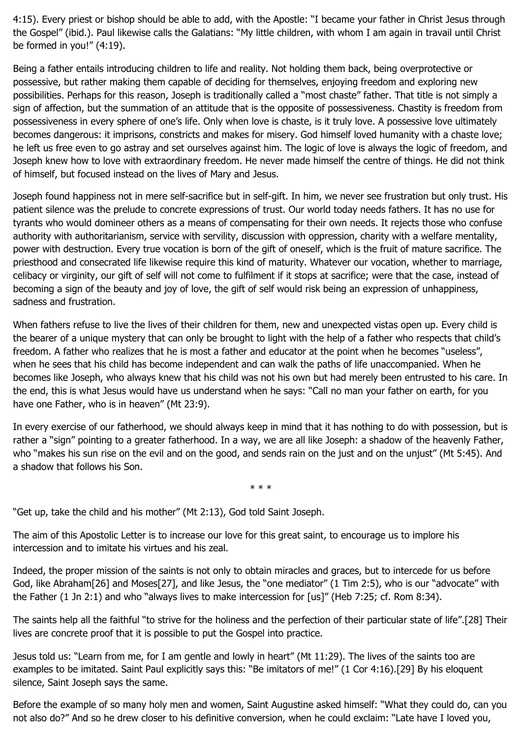4:15). Every priest or bishop should be able to add, with the Apostle: "I became your father in Christ Jesus through the Gospel" (ibid.). Paul likewise calls the Galatians: "My little children, with whom I am again in travail until Christ be formed in you!" (4:19).

Being a father entails introducing children to life and reality. Not holding them back, being overprotective or possessive, but rather making them capable of deciding for themselves, enjoying freedom and exploring new possibilities. Perhaps for this reason, Joseph is traditionally called a "most chaste" father. That title is not simply a sign of affection, but the summation of an attitude that is the opposite of possessiveness. Chastity is freedom from possessiveness in every sphere of one's life. Only when love is chaste, is it truly love. A possessive love ultimately becomes dangerous: it imprisons, constricts and makes for misery. God himself loved humanity with a chaste love; he left us free even to go astray and set ourselves against him. The logic of love is always the logic of freedom, and Joseph knew how to love with extraordinary freedom. He never made himself the centre of things. He did not think of himself, but focused instead on the lives of Mary and Jesus.

Joseph found happiness not in mere self-sacrifice but in self-gift. In him, we never see frustration but only trust. His patient silence was the prelude to concrete expressions of trust. Our world today needs fathers. It has no use for tyrants who would domineer others as a means of compensating for their own needs. It rejects those who confuse authority with authoritarianism, service with servility, discussion with oppression, charity with a welfare mentality, power with destruction. Every true vocation is born of the gift of oneself, which is the fruit of mature sacrifice. The priesthood and consecrated life likewise require this kind of maturity. Whatever our vocation, whether to marriage, celibacy or virginity, our gift of self will not come to fulfilment if it stops at sacrifice; were that the case, instead of becoming a sign of the beauty and joy of love, the gift of self would risk being an expression of unhappiness, sadness and frustration.

When fathers refuse to live the lives of their children for them, new and unexpected vistas open up. Every child is the bearer of a unique mystery that can only be brought to light with the help of a father who respects that child's freedom. A father who realizes that he is most a father and educator at the point when he becomes "useless", when he sees that his child has become independent and can walk the paths of life unaccompanied. When he becomes like Joseph, who always knew that his child was not his own but had merely been entrusted to his care. In the end, this is what Jesus would have us understand when he says: "Call no man your father on earth, for you have one Father, who is in heaven" (Mt 23:9).

In every exercise of our fatherhood, we should always keep in mind that it has nothing to do with possession, but is rather a "sign" pointing to a greater fatherhood. In a way, we are all like Joseph: a shadow of the heavenly Father, who "makes his sun rise on the evil and on the good, and sends rain on the just and on the unjust" (Mt 5:45). And a shadow that follows his Son.

\* \* \*

"Get up, take the child and his mother" (Mt 2:13), God told Saint Joseph.

The aim of this Apostolic Letter is to increase our love for this great saint, to encourage us to implore his intercession and to imitate his virtues and his zeal.

Indeed, the proper mission of the saints is not only to obtain miracles and graces, but to intercede for us before God, like Abraham[26] and Moses[27], and like Jesus, the "one mediator" (1 Tim 2:5), who is our "advocate" with the Father (1 Jn 2:1) and who "always lives to make intercession for [us]" (Heb 7:25; cf. Rom 8:34).

The saints help all the faithful "to strive for the holiness and the perfection of their particular state of life".[28] Their lives are concrete proof that it is possible to put the Gospel into practice.

Jesus told us: "Learn from me, for I am gentle and lowly in heart" (Mt 11:29). The lives of the saints too are examples to be imitated. Saint Paul explicitly says this: "Be imitators of me!" (1 Cor 4:16).[29] By his eloquent silence, Saint Joseph says the same.

Before the example of so many holy men and women, Saint Augustine asked himself: "What they could do, can you not also do?" And so he drew closer to his definitive conversion, when he could exclaim: "Late have I loved you,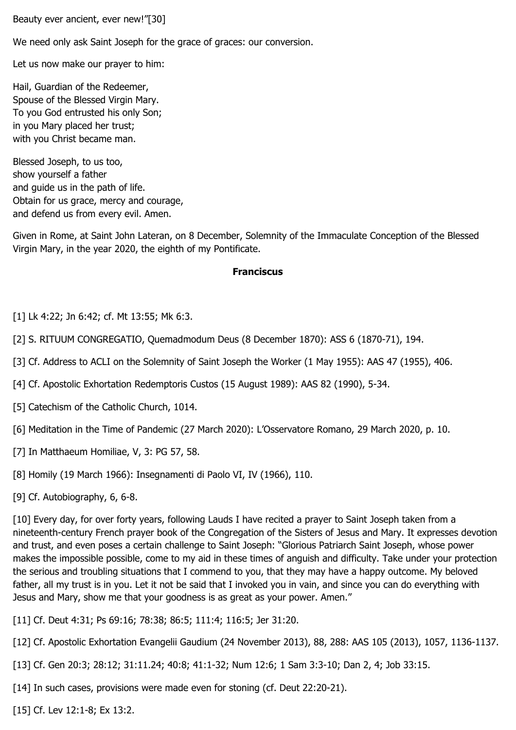Beauty ever ancient, ever new!"[30]

We need only ask Saint Joseph for the grace of graces: our conversion.

Let us now make our prayer to him:

Hail, Guardian of the Redeemer,  
Spouse of the Blessed Virgin Mary.  
To you God entrusted his only Son;  
in you Mary placed her trust;  
with you Christ became man.

Blessed Joseph, to us too,  
show yourself a father  
and guide us in the path of life.  
Obtain for us grace, mercy and courage,  
and defend us from every evil. Amen.

Given in Rome, at Saint John Lateran, on 8 December, Solemnity of the Immaculate Conception of the Blessed Virgin Mary, in the year 2020, the eighth of my Pontificate.

**Franciscus**

[1] Lk 4:22; Jn 6:42; cf. Mt 13:55; Mk 6:3.

[2] S. RITUUM CONGREGATIO, Quemadmodum Deus (8 December 1870): ASS 6 (1870-71), 194.

[3] Cf. Address to ACLI on the Solemnity of Saint Joseph the Worker (1 May 1955): AAS 47 (1955), 406.

[4] Cf. Apostolic Exhortation Redemptoris Custos (15 August 1989): AAS 82 (1990), 5-34.

[5] Catechism of the Catholic Church, 1014.

[6] Meditation in the Time of Pandemic (27 March 2020): L'Osservatore Romano, 29 March 2020, p. 10.

[7] In Matthaeum Homiliae, V, 3: PG 57, 58.

[8] Homily (19 March 1966): Insegnamenti di Paolo VI, IV (1966), 110.

[9] Cf. Autobiography, 6, 6-8.

[10] Every day, for over forty years, following Lauds I have recited a prayer to Saint Joseph taken from a nineteenth-century French prayer book of the Congregation of the Sisters of Jesus and Mary. It expresses devotion and trust, and even poses a certain challenge to Saint Joseph: "Glorious Patriarch Saint Joseph, whose power makes the impossible possible, come to my aid in these times of anguish and difficulty. Take under your protection the serious and troubling situations that I commend to you, that they may have a happy outcome. My beloved father, all my trust is in you. Let it not be said that I invoked you in vain, and since you can do everything with Jesus and Mary, show me that your goodness is as great as your power. Amen."

[11] Cf. Deut 4:31; Ps 69:16; 78:38; 86:5; 111:4; 116:5; Jer 31:20.

[12] Cf. Apostolic Exhortation Evangelii Gaudium (24 November 2013), 88, 288: AAS 105 (2013), 1057, 1136-1137.

[13] Cf. Gen 20:3; 28:12; 31:11.24; 40:8; 41:1-32; Num 12:6; 1 Sam 3:3-10; Dan 2, 4; Job 33:15.

[14] In such cases, provisions were made even for stoning (cf. Deut 22:20-21).

[15] Cf. Lev 12:1-8; Ex 13:2.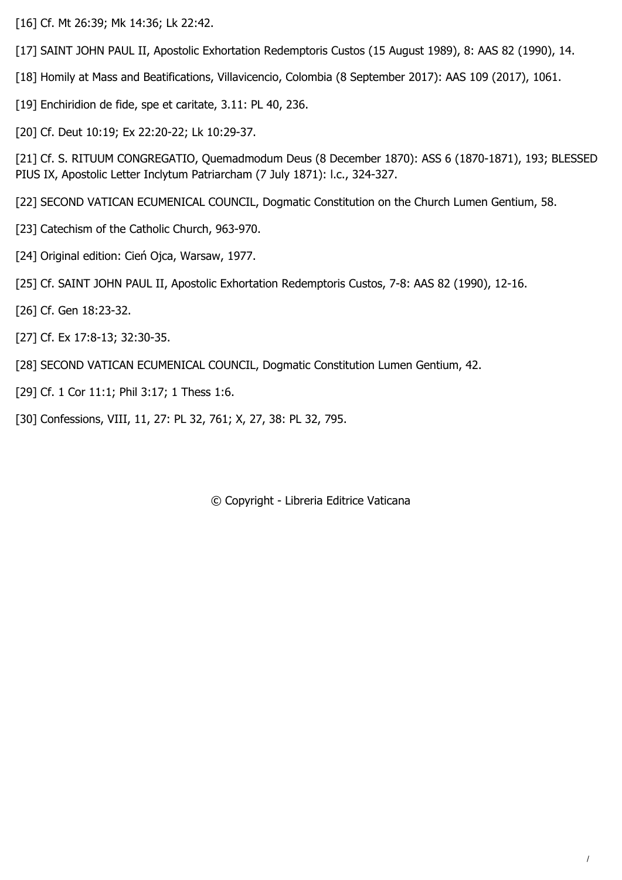[16] Cf. Mt 26:39; Mk 14:36; Lk 22:42.

[17] SAINT JOHN PAUL II, Apostolic Exhortation Redemptoris Custos (15 August 1989), 8: AAS 82 (1990), 14.

[18] Homily at Mass and Beatifications, Villavicencio, Colombia (8 September 2017): AAS 109 (2017), 1061.

[19] Enchiridion de fide, spe et caritate, 3.11: PL 40, 236.

[20] Cf. Deut 10:19; Ex 22:20-22; Lk 10:29-37.

[21] Cf. S. RITUUM CONGREGATIO, Quemadmodum Deus (8 December 1870): ASS 6 (1870-1871), 193; BLESSED PIUS IX, Apostolic Letter Inclytum Patriarcham (7 July 1871): l.c., 324-327.

[22] SECOND VATICAN ECUMENICAL COUNCIL, Dogmatic Constitution on the Church Lumen Gentium, 58.

[23] Catechism of the Catholic Church, 963-970.

[24] Original edition: Cień Ojca, Warsaw, 1977.

[25] Cf. SAINT JOHN PAUL II, Apostolic Exhortation Redemptoris Custos, 7-8: AAS 82 (1990), 12-16.

[26] Cf. Gen 18:23-32.

[27] Cf. Ex 17:8-13; 32:30-35.

[28] SECOND VATICAN ECUMENICAL COUNCIL, Dogmatic Constitution Lumen Gentium, 42.

[29] Cf. 1 Cor 11:1; Phil 3:17; 1 Thess 1:6.

[30] Confessions, VIII, 11, 27: PL 32, 761; X, 27, 38: PL 32, 795.

© Copyright - Libreria Editrice Vaticana